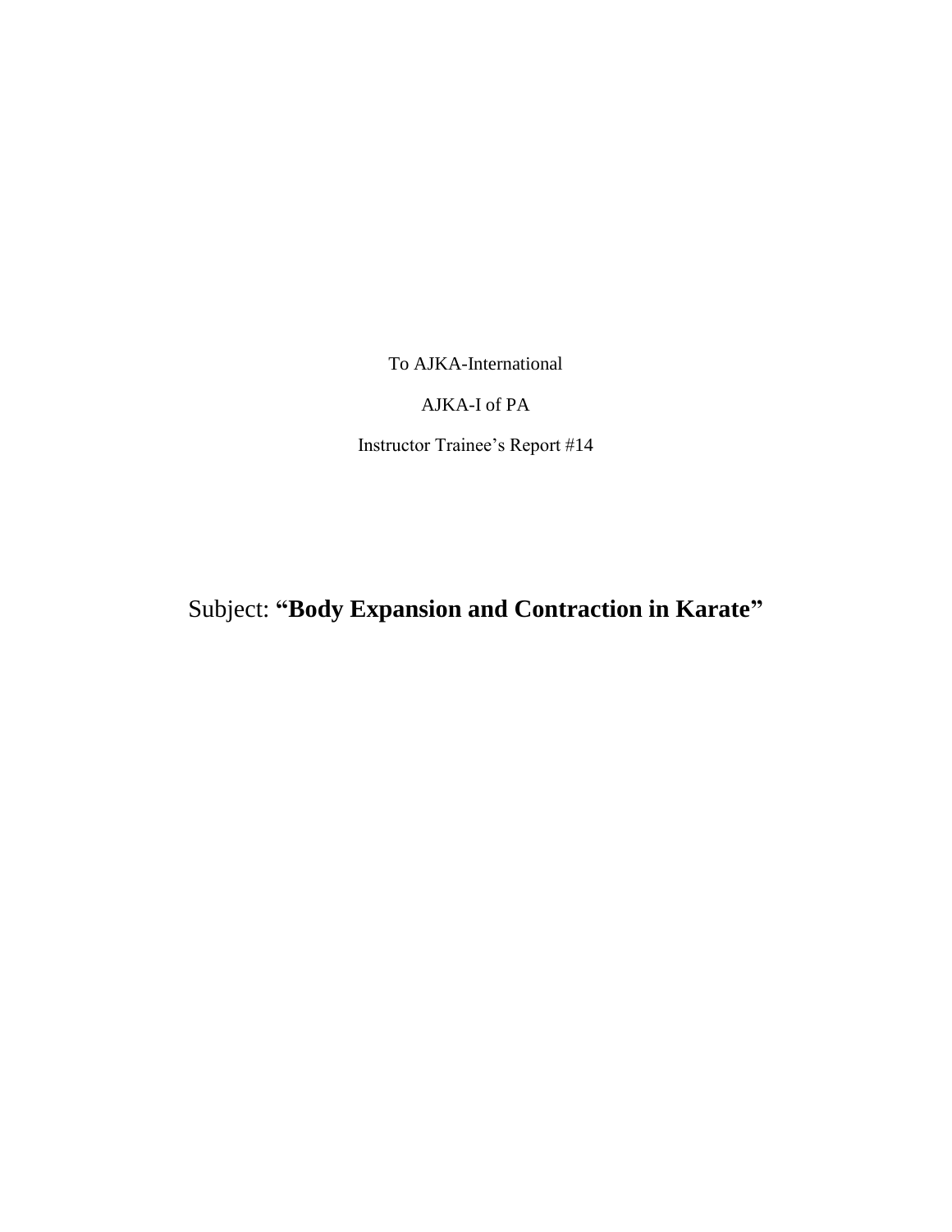To AJKA-International

AJKA-I of PA

Instructor Trainee's Report #14

# Subject: **"Body Expansion and Contraction in Karate"**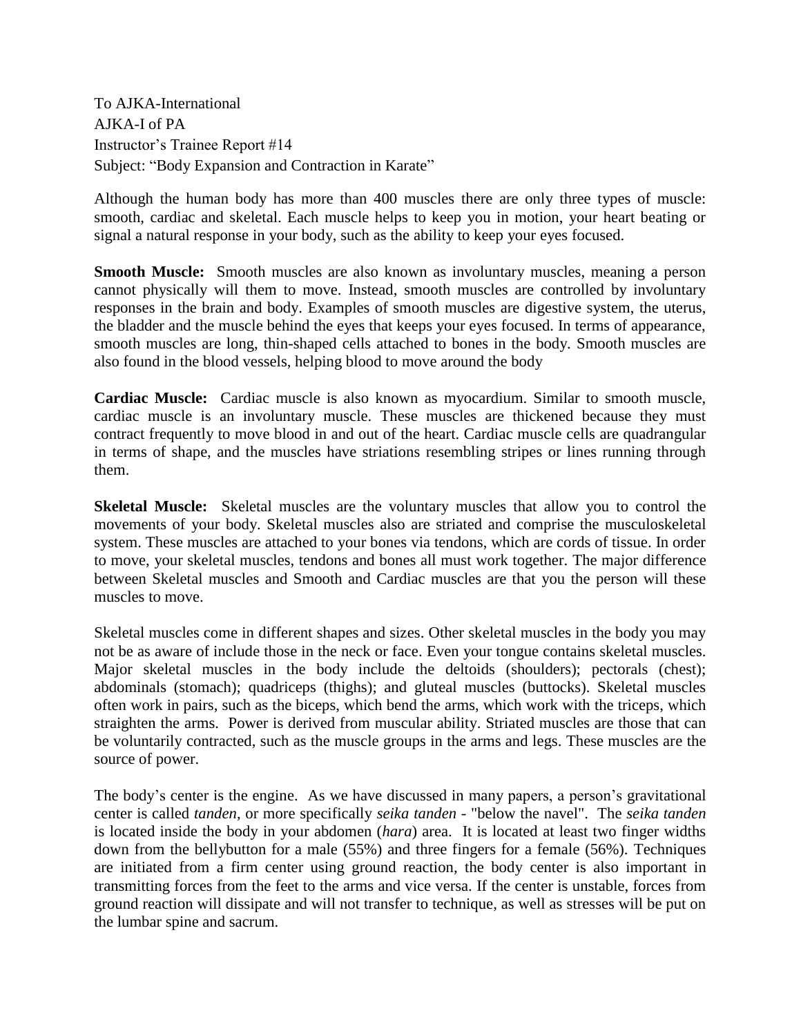To AJKA-International
AJKA-I of PA
Instructor's Trainee Report #14
Subject: "Body Expansion and Contraction in Karate"

Although the human body has more than 400 muscles there are only three types of muscle: smooth, cardiac and skeletal. Each muscle helps to keep you in motion, your heart beating or signal a natural response in your body, such as the ability to keep your eyes focused.

**Smooth Muscle:** Smooth muscles are also known as involuntary muscles, meaning a person cannot physically will them to move. Instead, smooth muscles are controlled by involuntary responses in the brain and body. Examples of smooth muscles are digestive system, the uterus, the bladder and the muscle behind the eyes that keeps your eyes focused. In terms of appearance, smooth muscles are long, thin-shaped cells attached to bones in the body. Smooth muscles are also found in the blood vessels, helping blood to move around the body

**Cardiac Muscle:** Cardiac muscle is also known as myocardium. Similar to smooth muscle, cardiac muscle is an involuntary muscle. These muscles are thickened because they must contract frequently to move blood in and out of the heart. Cardiac muscle cells are quadrangular in terms of shape, and the muscles have striations resembling stripes or lines running through them.

**Skeletal Muscle:** Skeletal muscles are the voluntary muscles that allow you to control the movements of your body. Skeletal muscles also are striated and comprise the musculoskeletal system. These muscles are attached to your bones via tendons, which are cords of tissue. In order to move, your skeletal muscles, tendons and bones all must work together. The major difference between Skeletal muscles and Smooth and Cardiac muscles are that you the person will these muscles to move.

Skeletal muscles come in different shapes and sizes. Other skeletal muscles in the body you may not be as aware of include those in the neck or face. Even your tongue contains skeletal muscles. Major skeletal muscles in the body include the deltoids (shoulders); pectorals (chest); abdominals (stomach); quadriceps (thighs); and gluteal muscles (buttocks). Skeletal muscles often work in pairs, such as the biceps, which bend the arms, which work with the triceps, which straighten the arms. Power is derived from muscular ability. Striated muscles are those that can be voluntarily contracted, such as the muscle groups in the arms and legs. These muscles are the source of power.

The body's center is the engine. As we have discussed in many papers, a person's gravitational center is called *tanden,* or more specifically *seika tanden* - "below the navel". The *seika tanden* is located inside the body in your abdomen (*hara*) area. It is located at least two finger widths down from the bellybutton for a male (55%) and three fingers for a female (56%). Techniques are initiated from a firm center using ground reaction, the body center is also important in transmitting forces from the feet to the arms and vice versa. If the center is unstable, forces from ground reaction will dissipate and will not transfer to technique, as well as stresses will be put on the lumbar spine and sacrum.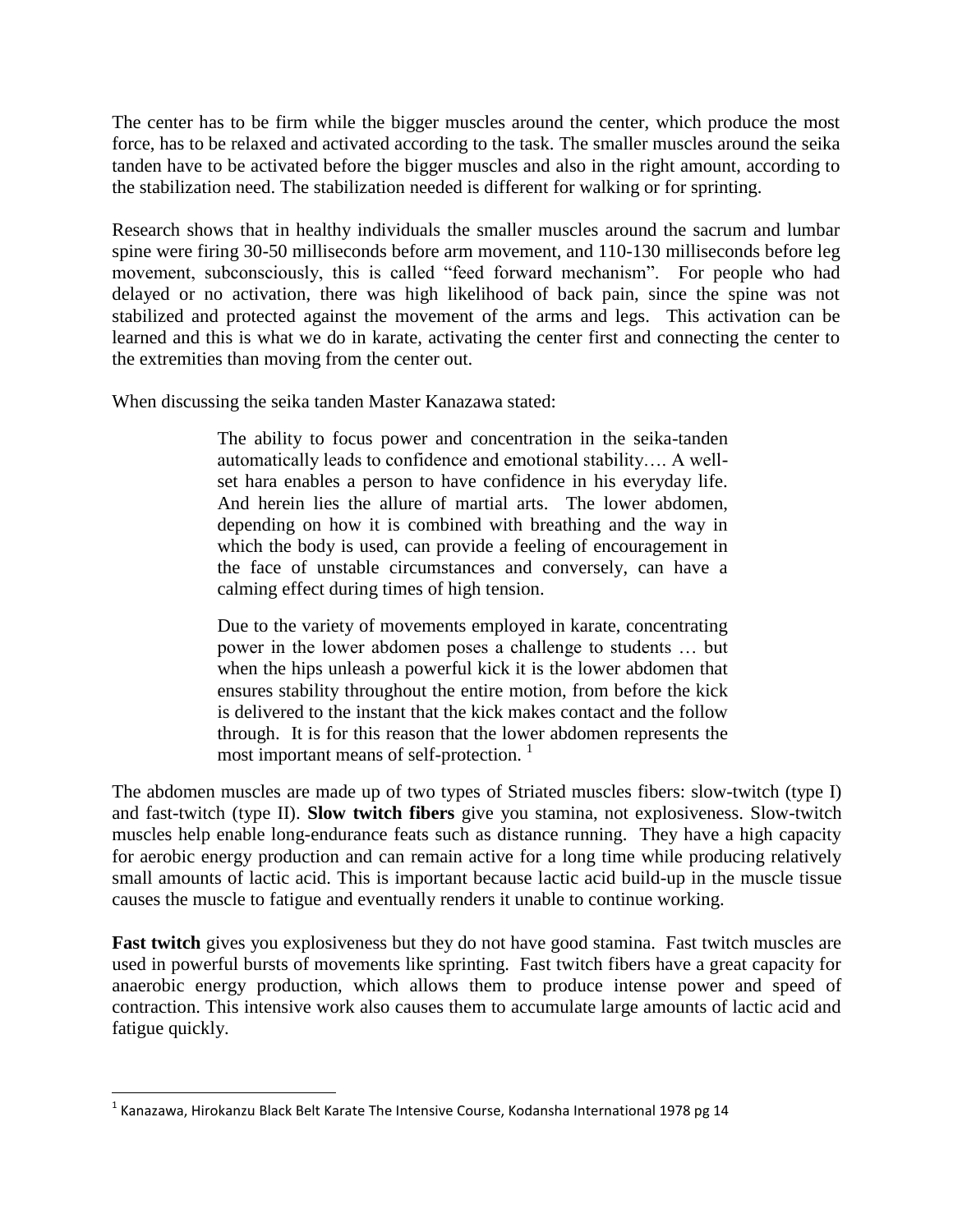The center has to be firm while the bigger muscles around the center, which produce the most force, has to be relaxed and activated according to the task. The smaller muscles around the seika tanden have to be activated before the bigger muscles and also in the right amount, according to the stabilization need. The stabilization needed is different for walking or for sprinting.

Research shows that in healthy individuals the smaller muscles around the sacrum and lumbar spine were firing 30-50 milliseconds before arm movement, and 110-130 milliseconds before leg movement, subconsciously, this is called "feed forward mechanism". For people who had delayed or no activation, there was high likelihood of back pain, since the spine was not stabilized and protected against the movement of the arms and legs. This activation can be learned and this is what we do in karate, activating the center first and connecting the center to the extremities than moving from the center out.

When discussing the seika tanden Master Kanazawa stated:

> The ability to focus power and concentration in the seika-tanden automatically leads to confidence and emotional stability…. A well-set hara enables a person to have confidence in his everyday life. And herein lies the allure of martial arts. The lower abdomen, depending on how it is combined with breathing and the way in which the body is used, can provide a feeling of encouragement in the face of unstable circumstances and conversely, can have a calming effect during times of high tension.
>
> Due to the variety of movements employed in karate, concentrating power in the lower abdomen poses a challenge to students … but when the hips unleash a powerful kick it is the lower abdomen that ensures stability throughout the entire motion, from before the kick is delivered to the instant that the kick makes contact and the follow through. It is for this reason that the lower abdomen represents the most important means of self-protection. [1]

The abdomen muscles are made up of two types of Striated muscles fibers: slow-twitch (type I) and fast-twitch (type II). **Slow twitch fibers** give you stamina, not explosiveness. Slow-twitch muscles help enable long-endurance feats such as distance running. They have a high capacity for aerobic energy production and can remain active for a long time while producing relatively small amounts of lactic acid. This is important because lactic acid build-up in the muscle tissue causes the muscle to fatigue and eventually renders it unable to continue working.

**Fast twitch** gives you explosiveness but they do not have good stamina. Fast twitch muscles are used in powerful bursts of movements like sprinting. Fast twitch fibers have a great capacity for anaerobic energy production, which allows them to produce intense power and speed of contraction. This intensive work also causes them to accumulate large amounts of lactic acid and fatigue quickly.

---

[1] Kanazawa, Hirokanzu Black Belt Karate The Intensive Course, Kodansha International 1978 pg 14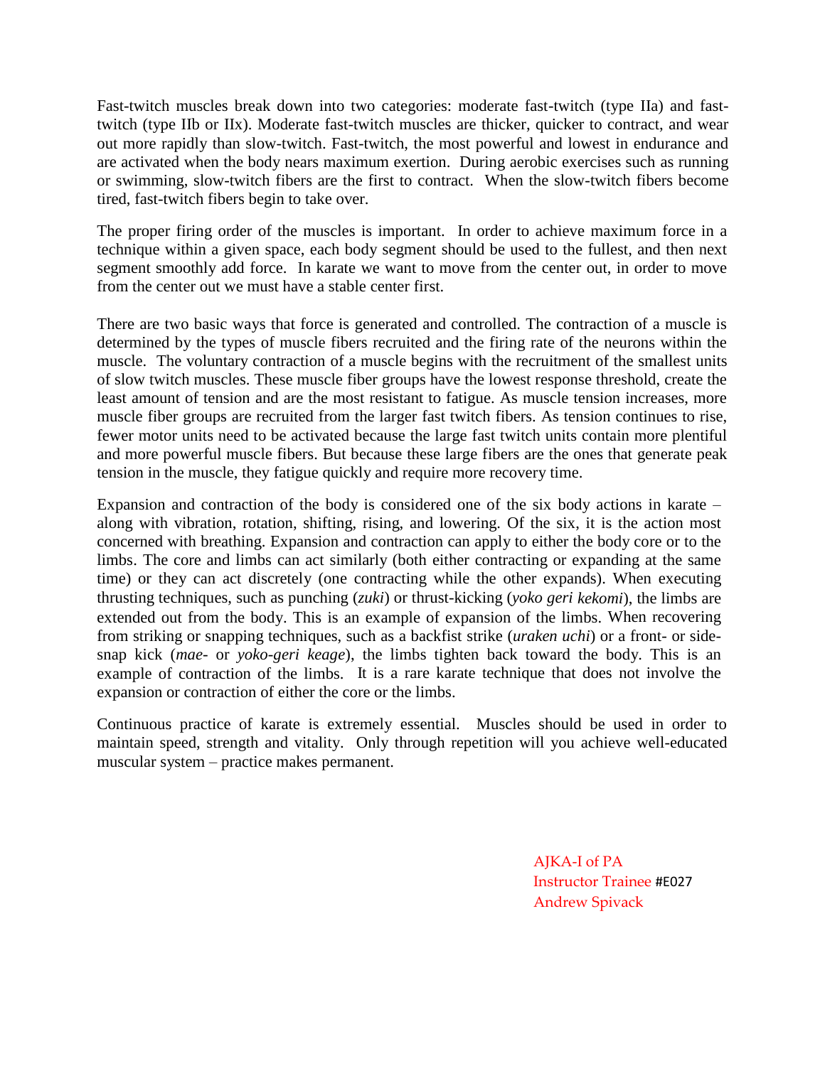Fast-twitch muscles break down into two categories: moderate fast-twitch (type IIa) and fast-twitch (type IIb or IIx). Moderate fast-twitch muscles are thicker, quicker to contract, and wear out more rapidly than slow-twitch. Fast-twitch, the most powerful and lowest in endurance and are activated when the body nears maximum exertion. During aerobic exercises such as running or swimming, slow-twitch fibers are the first to contract. When the slow-twitch fibers become tired, fast-twitch fibers begin to take over.

The proper firing order of the muscles is important. In order to achieve maximum force in a technique within a given space, each body segment should be used to the fullest, and then next segment smoothly add force. In karate we want to move from the center out, in order to move from the center out we must have a stable center first.

There are two basic ways that force is generated and controlled. The contraction of a muscle is determined by the types of muscle fibers recruited and the firing rate of the neurons within the muscle. The voluntary contraction of a muscle begins with the recruitment of the smallest units of slow twitch muscles. These muscle fiber groups have the lowest response threshold, create the least amount of tension and are the most resistant to fatigue. As muscle tension increases, more muscle fiber groups are recruited from the larger fast twitch fibers. As tension continues to rise, fewer motor units need to be activated because the large fast twitch units contain more plentiful and more powerful muscle fibers. But because these large fibers are the ones that generate peak tension in the muscle, they fatigue quickly and require more recovery time.

Expansion and contraction of the body is considered one of the six body actions in karate – along with vibration, rotation, shifting, rising, and lowering. Of the six, it is the action most concerned with breathing. Expansion and contraction can apply to either the body core or to the limbs. The core and limbs can act similarly (both either contracting or expanding at the same time) or they can act discretely (one contracting while the other expands). When executing thrusting techniques, such as punching (*zuki*) or thrust-kicking (*yoko geri kekomi*), the limbs are extended out from the body. This is an example of expansion of the limbs. When recovering from striking or snapping techniques, such as a backfist strike (*uraken uchi*) or a front- or side-snap kick (*mae-* or *yoko-geri keage*), the limbs tighten back toward the body. This is an example of contraction of the limbs. It is a rare karate technique that does not involve the expansion or contraction of either the core or the limbs.

Continuous practice of karate is extremely essential. Muscles should be used in order to maintain speed, strength and vitality. Only through repetition will you achieve well-educated muscular system – practice makes permanent.

AJKA-I of PA
Instructor Trainee #E027
Andrew Spivack